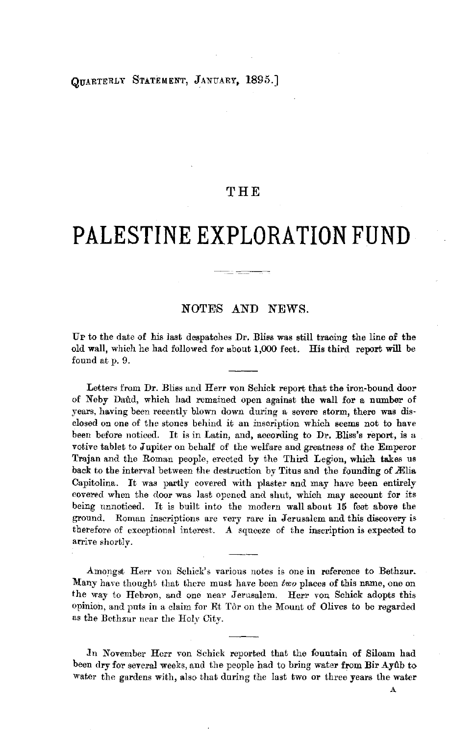QUARTERLY STATEMENT, JANUARY, 1895.]

# THE

# PALESTINE EXPLORATION FUND

## NOTES AND NEWS.

UP to the date of his last despatches Dr. Bliss was still tracing the line of the old wall, which he had followed for about 1,000 feet. His third report will be found at p. 9.

Letters from Dr. Bliss and Herr von Schick report that the iron-bound door of Neby Daûd, which had remained open against the wall for a number of years, having been recently blown down during a severe storm, there was disclosed on one of the stones behind it an inscription which seems not to have been before noticed. It is in Latin, and, according to Dr. Bliss's report, is a votive tablet to Jupiter on behalf of the welfare and greatness of the Emperor Trajan and the Roman people, erected by the Third Legion, which takes us back to the interval between the destruction by Titus and the founding of Ælia Capitolina. It was partly covered with plaster and may have been entirely covered when the door was last opened and shut, which may account for its being unnoticed. It is built into the modern wall about 15 feet above the ground. Roman inscriptions are very rare in Jerusalem and this discovery is therefore of exceptional interest. A squeeze of the inscription is expected to arrive shortly.

Amongst Herr von Schick's various notes is one in reference to Bethzur. Many have thought that there must have been *two* places of this name, one on the way to Hebron, and one near Jerusalem. Herr von Schick adopts this opinion, and puts in a claim for Et Tôr on the Mount of Olives to be regarded as the Bethzur near the Holy City.

In November Herr von Schick reported that the fountain of Siloam had been dry for several weeks, and the people had to bring water from Bir Ayûb to water the gardens with, also that during the last two or three years the water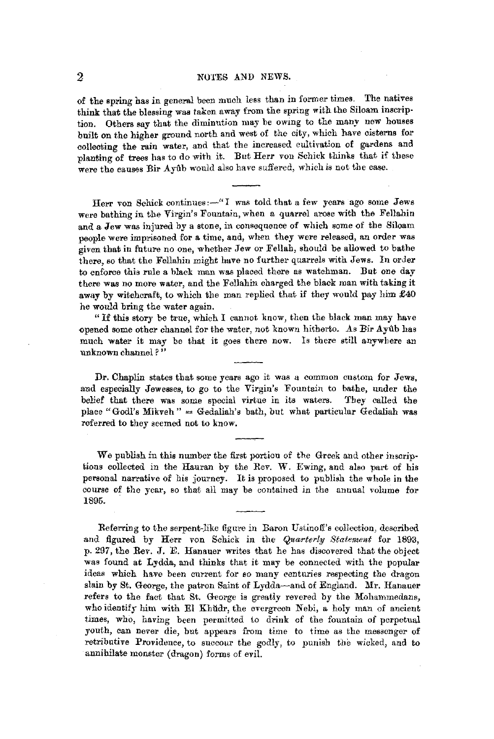of the spring has in general been much less than in former times. The natives think that the blessing was taken away from the spring with the Siloam inscription. Others say that the diminution may be owing to the many new houses built on the higher ground north and west of the city, which have cisterns for collecting the rain water, and that the increased cultivation of gardens and planting of trees has to do with it. But Herr von Schick thinks that if these were the causes Bir Ayûb would also have suffered, which is not the case.

---

Herr von Schick continues:—"I was told that a few years ago some Jews were bathing in the Virgin's Fountain, when a quarrel arose with the Fellahin and a Jew was injured by a stone, in consequence of which some of the Siloam people were imprisoned for a time, and, when they were released, an order was given that in future no one, whether Jew or Fellah, should be allowed to bathe there, so that the Fellahin might have no further quarrels with Jews. In order to enforce this rule a black man was placed there as watchman. But one day there was no more water, and the Fellahin charged the black man with taking it away by witchcraft, to which the man replied that if they would pay him £40 he would bring the water again.

"If this story be true, which I cannot know, then the black man may have opened some other channel for the water, not known hitherto. As Bir Ayûb has much water it may be that it goes there now. Is there still anywhere an unknown channel?"

---

Dr. Chaplin states that some years ago it was a common custom for Jews, and especially Jewesses, to go to the Virgin's Fountain to bathe, under the belief that there was some special virtue in its waters. They called the place "Godl's Mikveh" = Gedaliah's bath, but what particular Gedaliah was referred to they seemed not to know.

---

We publish in this number the first portion of the Greek and other inscriptions collected in the Hauran by the Rev. W. Ewing, and also part of his personal narrative of his journey. It is proposed to publish the whole in the course of the year, so that all may be contained in the annual volume for 1895.

---

Referring to the serpent-like figure in Baron Ustinoff's collection, described and figured by Herr von Schick in the *Quarterly Statement* for 1893, p. 297, the Rev. J. E. Hanauer writes that he has discovered that the object was found at Lydda, and thinks that it may be connected with the popular ideas which have been current for so many centuries respecting the dragon slain by St. George, the patron Saint of Lydda—and of England. Mr. Hanauer refers to the fact that St. George is greatly revered by the Mohammedans, who identify him with El Khüdr, the evergreen Nebi, a holy man of ancient times, who, having been permitted to drink of the fountain of perpetual youth, can never die, but appears from time to time as the messenger of retributive Providence, to succour the godly, to punish the wicked, and to annihilate monster (dragon) forms of evil.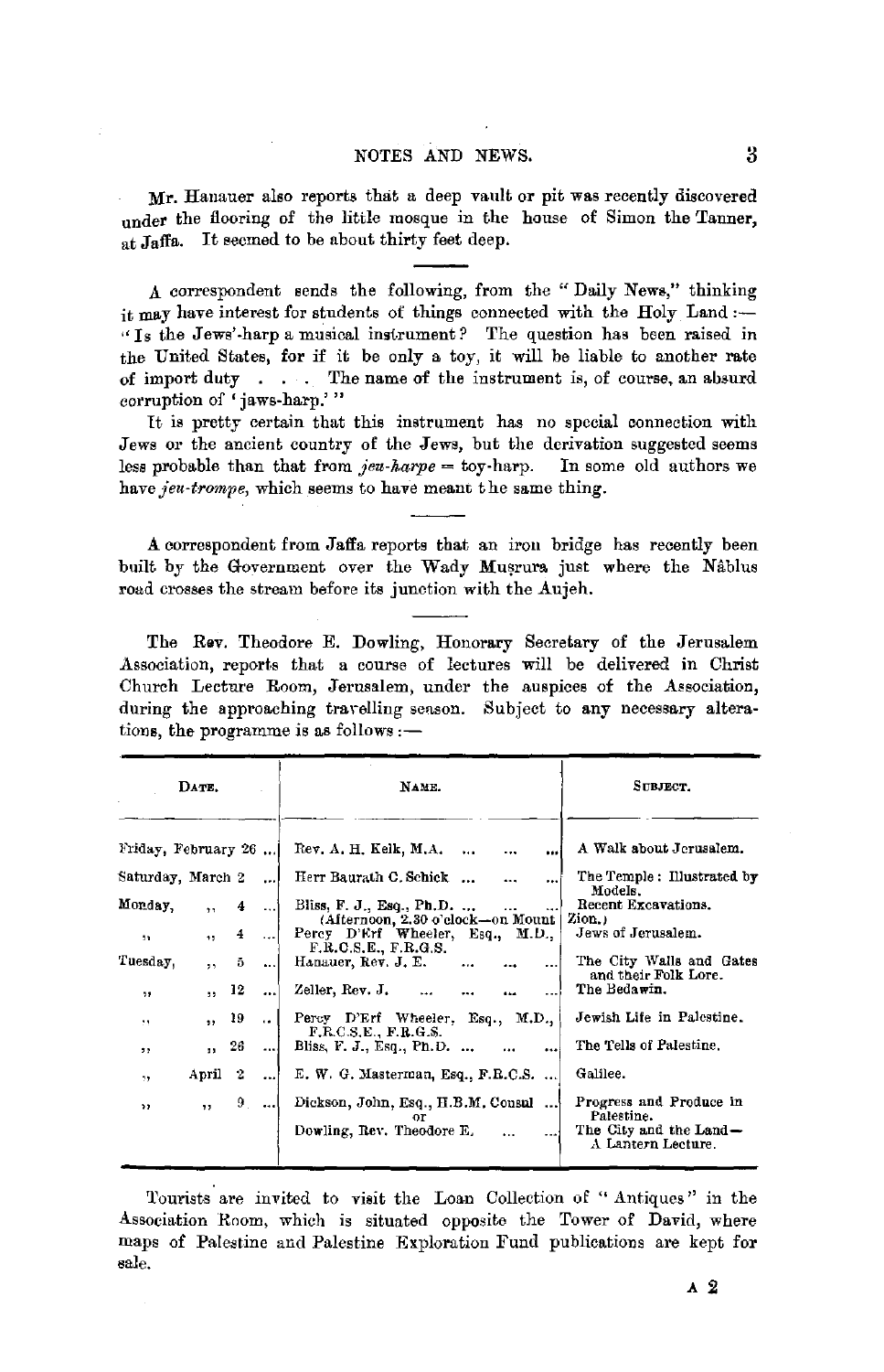Mr. Hanauer also reports that a deep vault or pit was recently discovered under the flooring of the little mosque in the house of Simon the Tanner, at Jaffa. It seemed to be about thirty feet deep.

---

A correspondent sends the following, from the "Daily News," thinking it may have interest for students of things connected with the Holy Land:— "Is the Jews'-harp a musical instrument? The question has been raised in the United States, for if it be only a toy, it will be liable to another rate of import duty . . . . The name of the instrument is, of course, an absurd corruption of 'jaws-harp.'"

It is pretty certain that this instrument has no special connection with Jews or the ancient country of the Jews, but the derivation suggested seems less probable than that from *jeu-harpe* = toy-harp. In some old authors we have *jeu-trompe*, which seems to have meant the same thing.

---

A correspondent from Jaffa reports that an iron bridge has recently been built by the Government over the Wady Muṣrura just where the Nâblus road crosses the stream before its junction with the Aujeh.

---

The Rev. Theodore E. Dowling, Honorary Secretary of the Jerusalem Association, reports that a course of lectures will be delivered in Christ Church Lecture Room, Jerusalem, under the auspices of the Association, during the approaching travelling season. Subject to any necessary alterations, the programme is as follows:—

| DATE. | NAME. | SUBJECT. |
|---|---|---|
| Friday, February 26 ... | Rev. A. H. Kelk, M.A. ... ... ... | A Walk about Jerusalem. |
| Saturday, March 2 ... | Herr Baurath C. Schick ... ... ... | The Temple: Illustrated by Models. |
| Monday, ,, 4 ... | Bliss, F. J., Esq., Ph.D. ... ... ... (Afternoon, 2.30 o'clock—on Mount Zion.) | Recent Excavations. |
| ,, ,, 4 ... | Percy D'Erf Wheeler, Esq., M.D., F.R.C.S.E., F.R.G.S. | Jews of Jerusalem. |
| Tuesday, ,, 5 ... | Hanauer, Rev. J. E. ... ... ... | The City Walls and Gates and their Folk Lore. |
| ,, ,, 12 ... | Zeller, Rev. J. ... ... ... ... | The Bedawin. |
| ,, ,, 19 .. | Percy D'Erf Wheeler, Esq., M.D., F.R.C.S.E., F.R.G.S. | Jewish Life in Palestine. |
| ,, ,, 26 ... | Bliss, F. J., Esq., Ph.D. ... ... ... | The Tells of Palestine. |
| ,, April 2 ... | E. W. G. Masterman, Esq., F.R.C.S. ... | Galilee. |
| ,, ,, 9 ... | Dickson, John, Esq., H.B.M. Consul ... or Dowling, Rev. Theodore E. ... ... | Progress and Produce in Palestine. The City and the Land—A Lantern Lecture. |

Tourists are invited to visit the Loan Collection of "Antiques" in the Association Room, which is situated opposite the Tower of David, where maps of Palestine and Palestine Exploration Fund publications are kept for sale.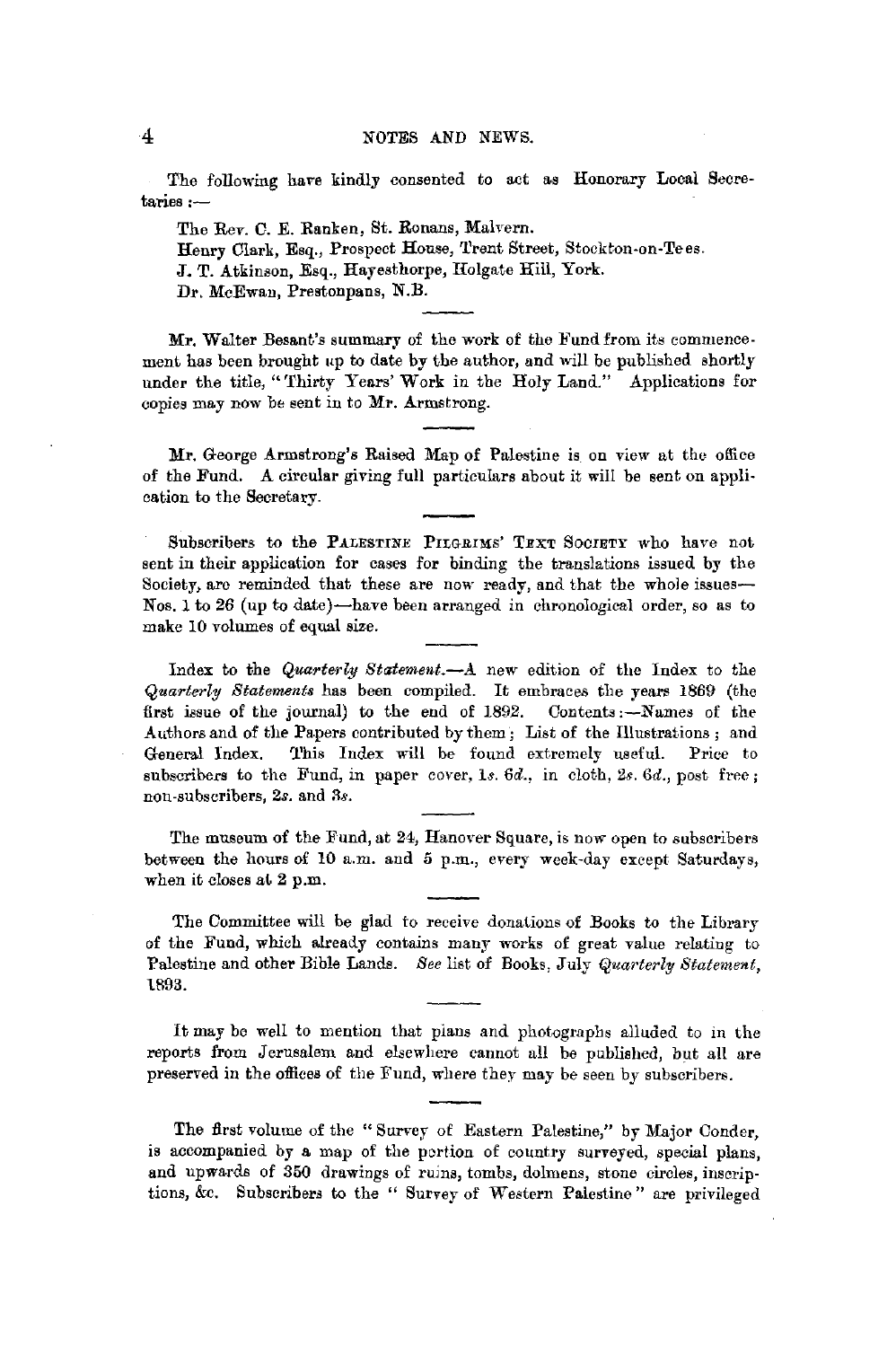The following have kindly consented to act as Honorary Local Secretaries :—

The Rev. C. E. Ranken, St. Ronans, Malvern.
Henry Clark, Esq., Prospect House, Trent Street, Stockton-on-Tees.
J. T. Atkinson, Esq., Hayesthorpe, Holgate Hill, York.
Dr. McEwan, Prestonpans, N.B.

---

Mr. Walter Besant's summary of the work of the Fund from its commencement has been brought up to date by the author, and will be published shortly under the title, "Thirty Years' Work in the Holy Land." Applications for copies may now be sent in to Mr. Armstrong.

---

Mr. George Armstrong's Raised Map of Palestine is on view at the office of the Fund. A circular giving full particulars about it will be sent on application to the Secretary.

---

Subscribers to the PALESTINE PILGRIMS' TEXT SOCIETY who have not sent in their application for cases for binding the translations issued by the Society, are reminded that these are now ready, and that the whole issues—Nos. 1 to 26 (up to date)—have been arranged in chronological order, so as to make 10 volumes of equal size.

---

Index to the *Quarterly Statement*.—A new edition of the Index to the *Quarterly Statements* has been compiled. It embraces the years 1869 (the first issue of the journal) to the end of 1892. Contents:—Names of the Authors and of the Papers contributed by them; List of the Illustrations; and General Index. This Index will be found extremely useful. Price to subscribers to the Fund, in paper cover, 1*s*. 6*d*., in cloth, 2*s*. 6*d*., post free; non-subscribers, 2*s*. and 3*s*.

---

The museum of the Fund, at 24, Hanover Square, is now open to subscribers between the hours of 10 a.m. and 5 p.m., every week-day except Saturdays, when it closes at 2 p.m.

---

The Committee will be glad to receive donations of Books to the Library of the Fund, which already contains many works of great value relating to Palestine and other Bible Lands. *See* list of Books, July *Quarterly Statement*, 1893.

---

It may be well to mention that plans and photographs alluded to in the reports from Jerusalem and elsewhere cannot all be published, but all are preserved in the offices of the Fund, where they may be seen by subscribers.

---

The first volume of the "Survey of Eastern Palestine," by Major Conder, is accompanied by a map of the portion of country surveyed, special plans, and upwards of 350 drawings of ruins, tombs, dolmens, stone circles, inscriptions, &c. Subscribers to the "Survey of Western Palestine" are privileged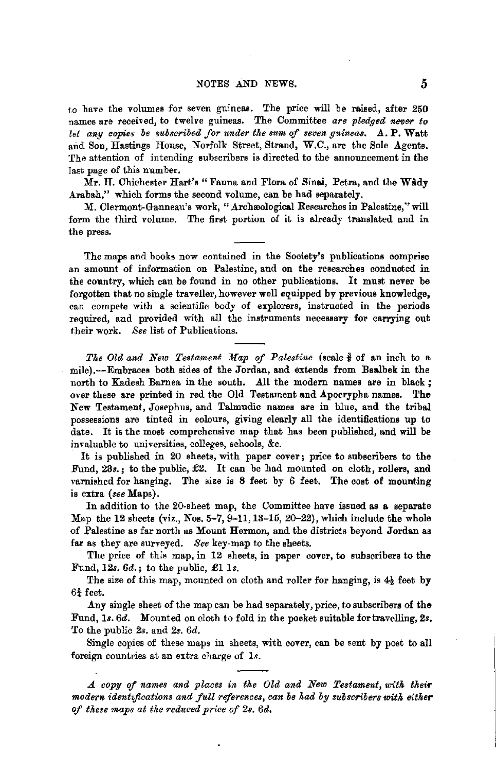to have the volumes for seven guineas. The price will be raised, after 250 names are received, to twelve guineas. The Committee *are pledged never to let any copies be subscribed for under the sum of seven guineas.* A. P. Watt and Son, Hastings House, Norfolk Street, Strand, W.C., are the Sole Agents. The attention of intending subscribers is directed to the announcement in the last page of this number.

Mr. H. Chichester Hart's "Fauna and Flora of Sinai, Petra, and the Wâdy Arabah," which forms the second volume, can be had separately.

M. Clermont-Ganneau's work, "Archæological Researches in Palestine," will form the third volume. The first portion of it is already translated and in the press.

---

The maps and books now contained in the Society's publications comprise an amount of information on Palestine, and on the researches conducted in the country, which can be found in no other publications. It must never be forgotten that no single traveller, however well equipped by previous knowledge, can compete with a scientific body of explorers, instructed in the periods required, and provided with all the instruments necessary for carrying out their work. *See* list of Publications.

---

*The Old and New Testament Map of Palestine* (scale ⅜ of an inch to a mile).—Embraces both sides of the Jordan, and extends from Baalbek in the north to Kadesh Barnea in the south. All the modern names are in black; over these are printed in red the Old Testament and Apocrypha names. The New Testament, Josephus, and Talmudic names are in blue, and the tribal possessions are tinted in colours, giving clearly all the identifications up to date. It is the most comprehensive map that has been published, and will be invaluable to universities, colleges, schools, &c.

It is published in 20 sheets, with paper cover; price to subscribers to the Fund, 23*s.*; to the public, £2. It can be had mounted on cloth, rollers, and varnished for hanging. The size is 8 feet by 6 feet. The cost of mounting is extra (*see* Maps).

In addition to the 20-sheet map, the Committee have issued as a separate Map the 12 sheets (viz., Nos. 5–7, 9–11, 13–15, 20–22), which include the whole of Palestine as far north as Mount Hermon, and the districts beyond Jordan as far as they are surveyed. *See* key-map to the sheets.

The price of this map, in 12 sheets, in paper cover, to subscribers to the Fund, 12*s.* 6*d.*; to the public, £1 1*s.*

The size of this map, mounted on cloth and roller for hanging, is 4½ feet by 6¾ feet.

Any single sheet of the map can be had separately, price, to subscribers of the Fund, 1*s.* 6*d.* Mounted on cloth to fold in the pocket suitable for travelling, 2*s.* To the public 2*s.* and 2*s.* 6*d.*

Single copies of these maps in sheets, with cover, can be sent by post to all foreign countries at an extra charge of 1*s.*

---

*A copy of names and places in the Old and New Testament, with their modern identifications and full references, can be had by subscribers with either of these maps at the reduced price of 2s. 6d.*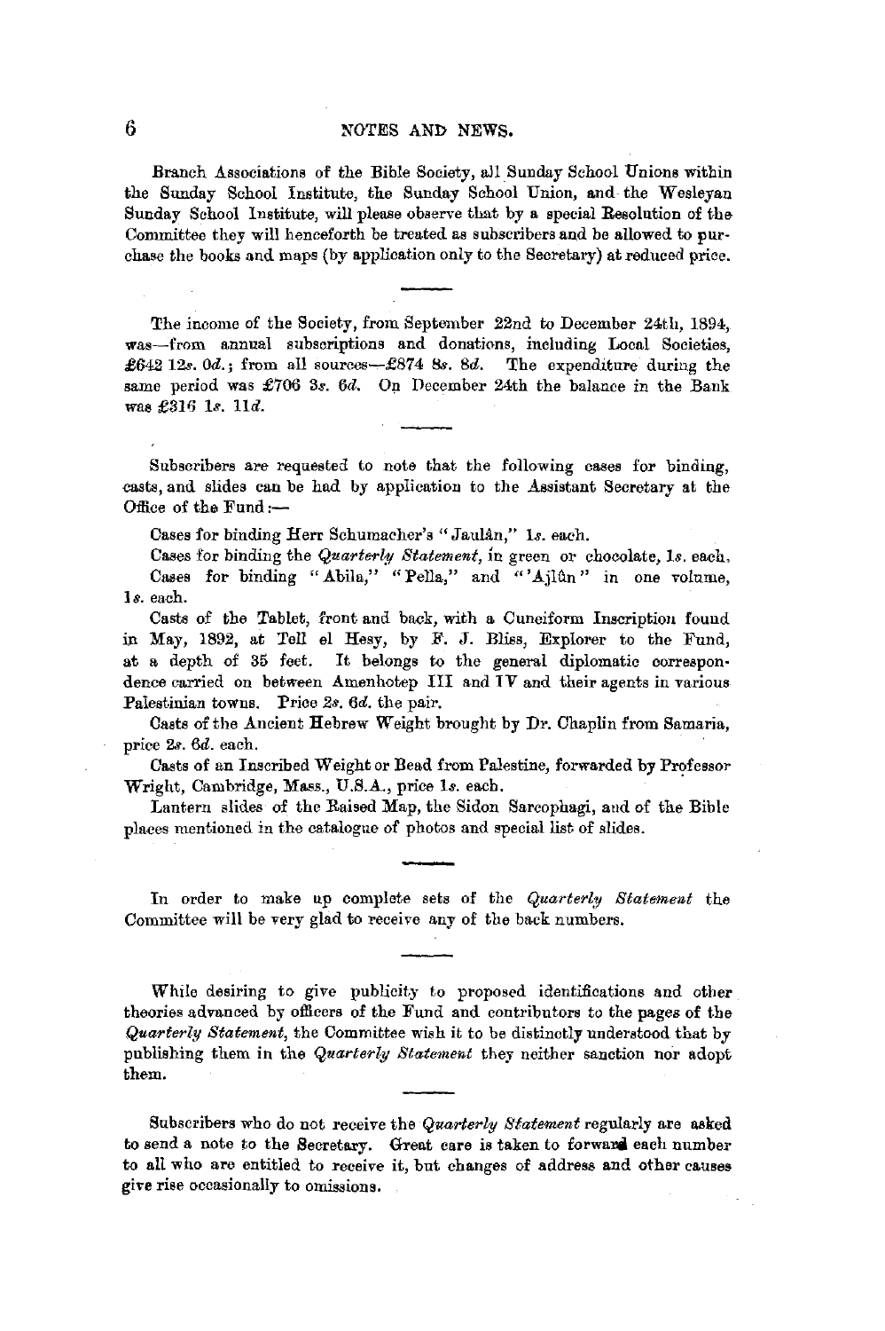Branch Associations of the Bible Society, all Sunday School Unions within the Sunday School Institute, the Sunday School Union, and the Wesleyan Sunday School Institute, will please observe that by a special Resolution of the Committee they will henceforth be treated as subscribers and be allowed to purchase the books and maps (by application only to the Secretary) at reduced price.

---

The income of the Society, from September 22nd to December 24th, 1894, was—from annual subscriptions and donations, including Local Societies, £642 12*s*. 0*d*.; from all sources—£874 8*s*. 8*d*. The expenditure during the same period was £706 3*s*. 6*d*. On December 24th the balance in the Bank was £316 1*s*. 11*d*.

---

Subscribers are requested to note that the following cases for binding, casts, and slides can be had by application to the Assistant Secretary at the Office of the Fund:—

Cases for binding Herr Schumacher's "Jaulân," 1*s*. each.

Cases for binding the *Quarterly Statement*, in green or chocolate, 1*s*. each.

Cases for binding "Abila," "Pella," and "'Ajlûn" in one volume, 1*s*. each.

Casts of the Tablet, front and back, with a Cuneiform Inscription found in May, 1892, at Tell el Hesy, by F. J. Bliss, Explorer to the Fund, at a depth of 35 feet. It belongs to the general diplomatic correspondence carried on between Amenhotep III and IV and their agents in various Palestinian towns. Price 2*s*. 6*d*. the pair.

Casts of the Ancient Hebrew Weight brought by Dr. Chaplin from Samaria, price 2*s*. 6*d*. each.

Casts of an Inscribed Weight or Bead from Palestine, forwarded by Professor Wright, Cambridge, Mass., U.S.A., price 1*s*. each.

Lantern slides of the Raised Map, the Sidon Sarcophagi, and of the Bible places mentioned in the catalogue of photos and special list of slides.

---

In order to make up complete sets of the *Quarterly Statement* the Committee will be very glad to receive any of the back numbers.

---

While desiring to give publicity to proposed identifications and other theories advanced by officers of the Fund and contributors to the pages of the *Quarterly Statement*, the Committee wish it to be distinctly understood that by publishing them in the *Quarterly Statement* they neither sanction nor adopt them.

---

Subscribers who do not receive the *Quarterly Statement* regularly are asked to send a note to the Secretary. Great care is taken to forward each number to all who are entitled to receive it, but changes of address and other causes give rise occasionally to omissions.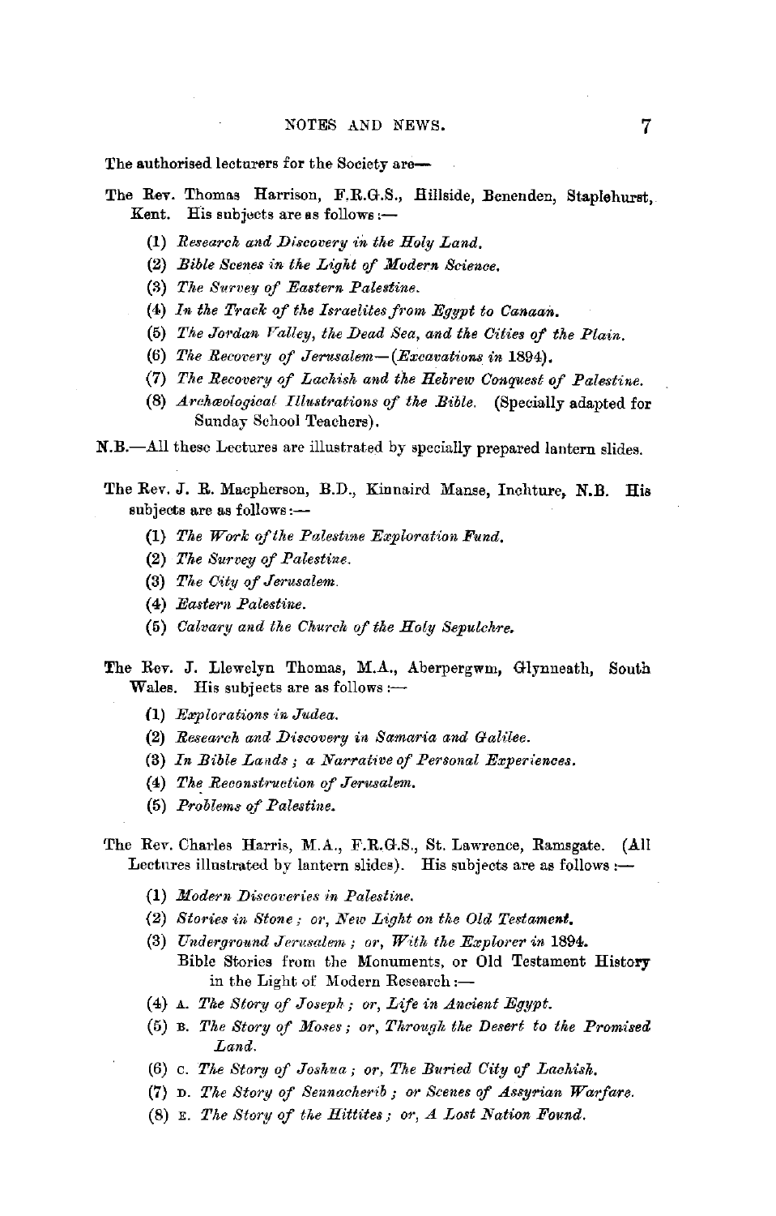The authorised lecturers for the Society are—

The Rev. Thomas Harrison, F.R.G.S., Hillside, Benenden, Staplehurst, Kent. His subjects are as follows :—

(1) *Research and Discovery in the Holy Land.*
(2) *Bible Scenes in the Light of Modern Science.*
(3) *The Survey of Eastern Palestine.*
(4) *In the Track of the Israelites from Egypt to Canaan.*
(5) *The Jordan Valley, the Dead Sea, and the Cities of the Plain.*
(6) *The Recovery of Jerusalem—(Excavations in 1894).*
(7) *The Recovery of Lachish and the Hebrew Conquest of Palestine.*
(8) *Archæological Illustrations of the Bible.* (Specially adapted for Sunday School Teachers).

N.B.—All these Lectures are illustrated by specially prepared lantern slides.

The Rev. J. R. Macpherson, B.D., Kinnaird Manse, Inchture, N.B. His subjects are as follows :—

(1) *The Work of the Palestine Exploration Fund.*
(2) *The Survey of Palestine.*
(3) *The City of Jerusalem.*
(4) *Eastern Palestine.*
(5) *Calvary and the Church of the Holy Sepulchre.*

The Rev. J. Llewelyn Thomas, M.A., Aberpergwm, Glynneath, South Wales. His subjects are as follows :—

(1) *Explorations in Judea.*
(2) *Research and Discovery in Samaria and Galilee.*
(3) *In Bible Lands ; a Narrative of Personal Experiences.*
(4) *The Reconstruction of Jerusalem.*
(5) *Problems of Palestine.*

The Rev. Charles Harris, M.A., F.R.G.S., St. Lawrence, Ramsgate. (All Lectures illustrated by lantern slides). His subjects are as follows :—

(1) *Modern Discoveries in Palestine.*
(2) *Stories in Stone ; or, New Light on the Old Testament.*
(3) *Underground Jerusalem ; or, With the Explorer in 1894.*
Bible Stories from the Monuments, or Old Testament History in the Light of Modern Research :—
(4) A. *The Story of Joseph ; or, Life in Ancient Egypt.*
(5) B. *The Story of Moses ; or, Through the Desert to the Promised Land.*
(6) C. *The Story of Joshua ; or, The Buried City of Lachish.*
(7) D. *The Story of Sennacherib ; or Scenes of Assyrian Warfare.*
(8) E. *The Story of the Hittites ; or, A Lost Nation Found.*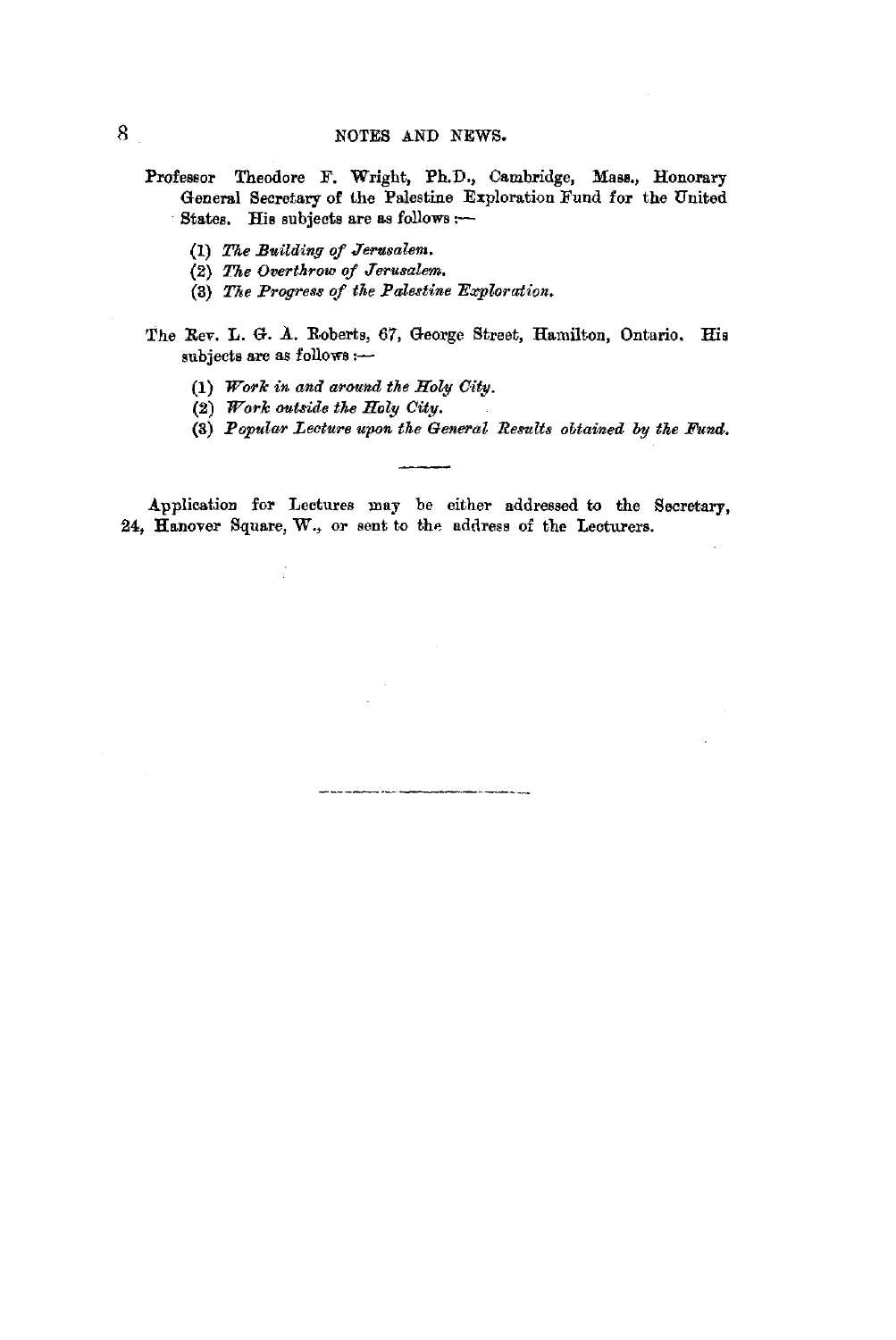Professor Theodore F. Wright, Ph.D., Cambridge, Mass., Honorary General Secretary of the Palestine Exploration Fund for the United States. His subjects are as follows :—

(1) *The Building of Jerusalem.*
(2) *The Overthrow of Jerusalem.*
(3) *The Progress of the Palestine Exploration.*

The Rev. L. G. A. Roberts, 67, George Street, Hamilton, Ontario. His subjects are as follows :—

(1) *Work in and around the Holy City.*
(2) *Work outside the Holy City.*
(3) *Popular Lecture upon the General Results obtained by the Fund.*

---

Application for Lectures may be either addressed to the Secretary, 24, Hanover Square, W., or sent to the address of the Lecturers.

---